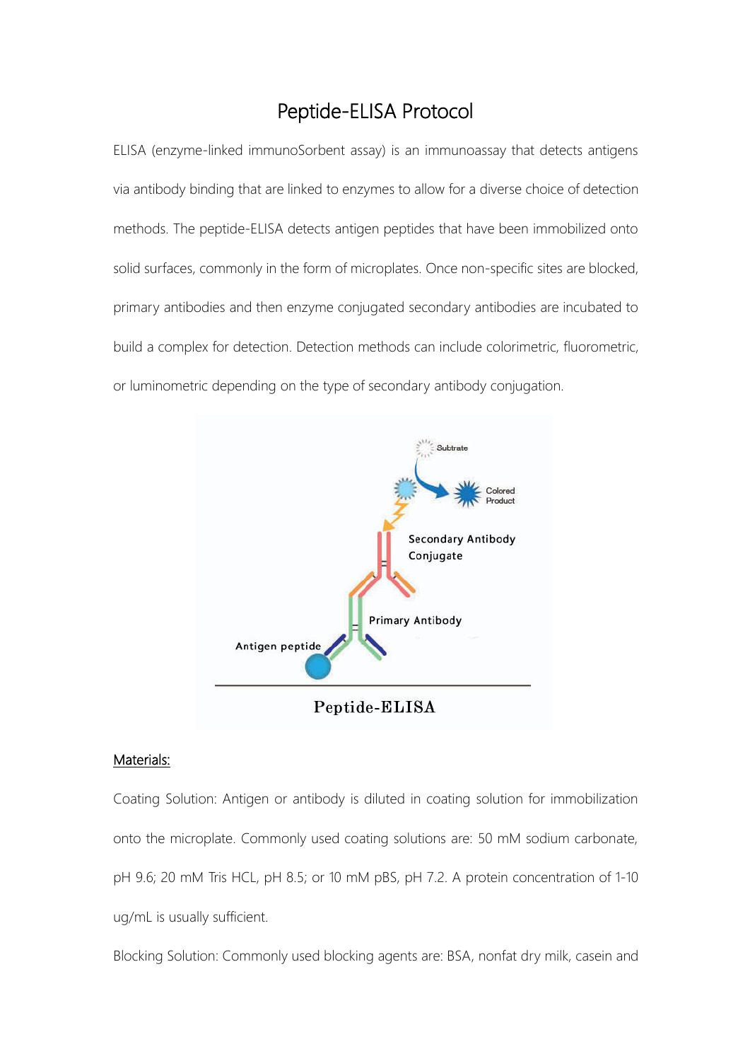# Peptide-ELISA Protocol

ELISA (enzyme-linked immunoSorbent assay) is an immunoassay that detects antigens via antibody binding that are linked to enzymes to allow for a diverse choice of detection methods. The peptide-ELISA detects antigen peptides that have been immobilized onto solid surfaces, commonly in the form of microplates. Once non-specific sites are blocked, primary antibodies and then enzyme conjugated secondary antibodies are incubated to build a complex for detection. Detection methods can include colorimetric, fluorometric, or luminometric depending on the type of secondary antibody conjugation.

## Materials:

Coating Solution: Antigen or antibody is diluted in coating solution for immobilization onto the microplate. Commonly used coating solutions are: 50 mM sodium carbonate, pH 9.6; 20 mM Tris HCL, pH 8.5; or 10 mM pBS, pH 7.2. A protein concentration of 1-10 ug/mL is usually sufficient.

Blocking Solution: Commonly used blocking agents are: BSA, nonfat dry milk, casein and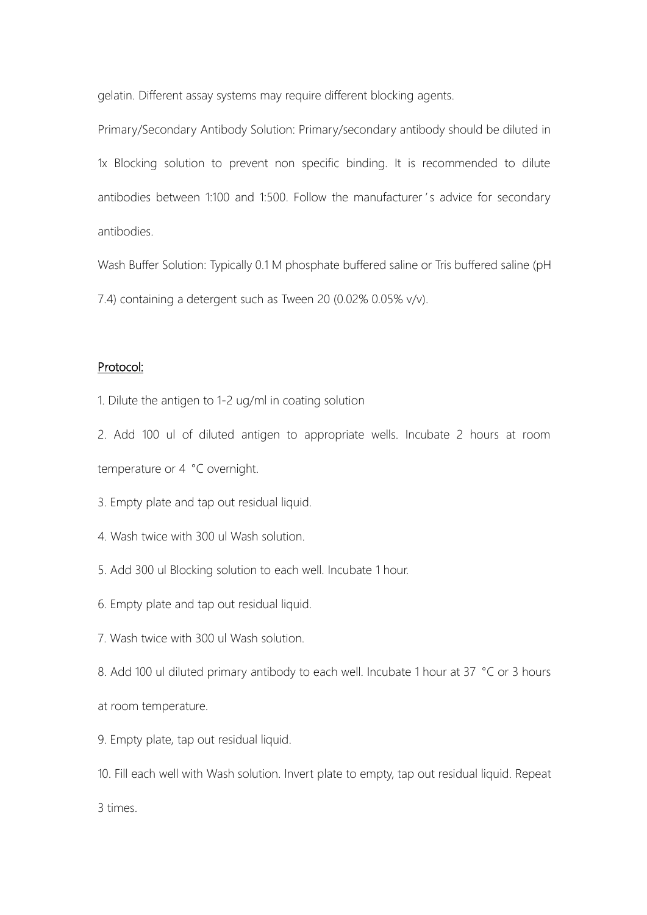gelatin. Different assay systems may require different blocking agents.

Primary/Secondary Antibody Solution: Primary/secondary antibody should be diluted in 1x Blocking solution to prevent non specific binding. It is recommended to dilute antibodies between 1:100 and 1:500. Follow the manufacturer's advice for secondary antibodies.

Wash Buffer Solution: Typically 0.1 M phosphate buffered saline or Tris buffered saline (pH 7.4) containing a detergent such as Tween 20 (0.02% 0.05% v/v).

<u>Protocol:</u>

1. Dilute the antigen to 1-2 ug/ml in coating solution
2. Add 100 ul of diluted antigen to appropriate wells. Incubate 2 hours at room temperature or 4 °C overnight.
3. Empty plate and tap out residual liquid.
4. Wash twice with 300 ul Wash solution.
5. Add 300 ul Blocking solution to each well. Incubate 1 hour.
6. Empty plate and tap out residual liquid.
7. Wash twice with 300 ul Wash solution.
8. Add 100 ul diluted primary antibody to each well. Incubate 1 hour at 37 °C or 3 hours at room temperature.
9. Empty plate, tap out residual liquid.
10. Fill each well with Wash solution. Invert plate to empty, tap out residual liquid. Repeat 3 times.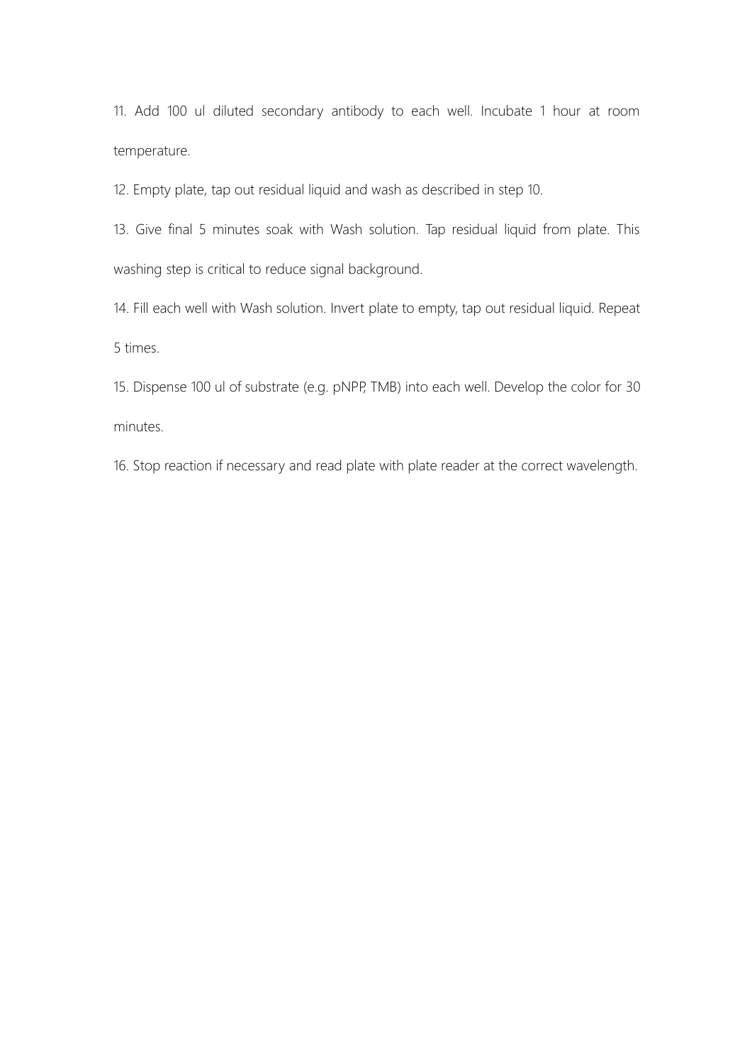11. Add 100 ul diluted secondary antibody to each well. Incubate 1 hour at room temperature.

12. Empty plate, tap out residual liquid and wash as described in step 10.

13. Give final 5 minutes soak with Wash solution. Tap residual liquid from plate. This washing step is critical to reduce signal background.

14. Fill each well with Wash solution. Invert plate to empty, tap out residual liquid. Repeat 5 times.

15. Dispense 100 ul of substrate (e.g. pNPP, TMB) into each well. Develop the color for 30 minutes.

16. Stop reaction if necessary and read plate with plate reader at the correct wavelength.